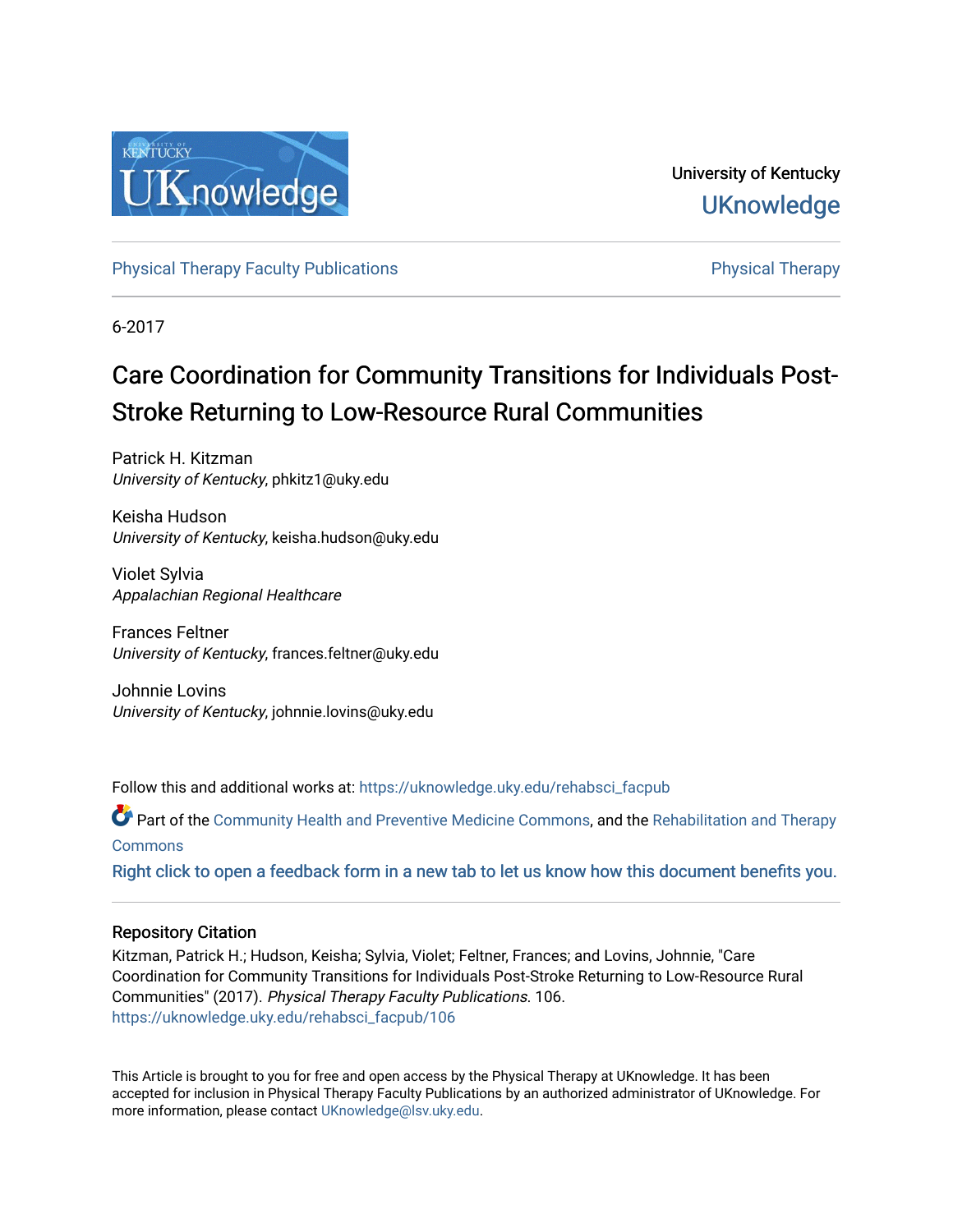University of Kentucky
UKnowledge

Physical Therapy Faculty Publications | Physical Therapy

6-2017

# Care Coordination for Community Transitions for Individuals Post-Stroke Returning to Low-Resource Rural Communities

Patrick H. Kitzman
*University of Kentucky*, phkitz1@uky.edu

Keisha Hudson
*University of Kentucky*, keisha.hudson@uky.edu

Violet Sylvia
*Appalachian Regional Healthcare*

Frances Feltner
*University of Kentucky*, frances.feltner@uky.edu

Johnnie Lovins
*University of Kentucky*, johnnie.lovins@uky.edu

Follow this and additional works at: https://uknowledge.uky.edu/rehabsci_facpub

Part of the Community Health and Preventive Medicine Commons, and the Rehabilitation and Therapy Commons

Right click to open a feedback form in a new tab to let us know how this document benefits you.

## Repository Citation

Kitzman, Patrick H.; Hudson, Keisha; Sylvia, Violet; Feltner, Frances; and Lovins, Johnnie, "Care Coordination for Community Transitions for Individuals Post-Stroke Returning to Low-Resource Rural Communities" (2017). *Physical Therapy Faculty Publications*. 106.
https://uknowledge.uky.edu/rehabsci_facpub/106

This Article is brought to you for free and open access by the Physical Therapy at UKnowledge. It has been accepted for inclusion in Physical Therapy Faculty Publications by an authorized administrator of UKnowledge. For more information, please contact UKnowledge@lsv.uky.edu.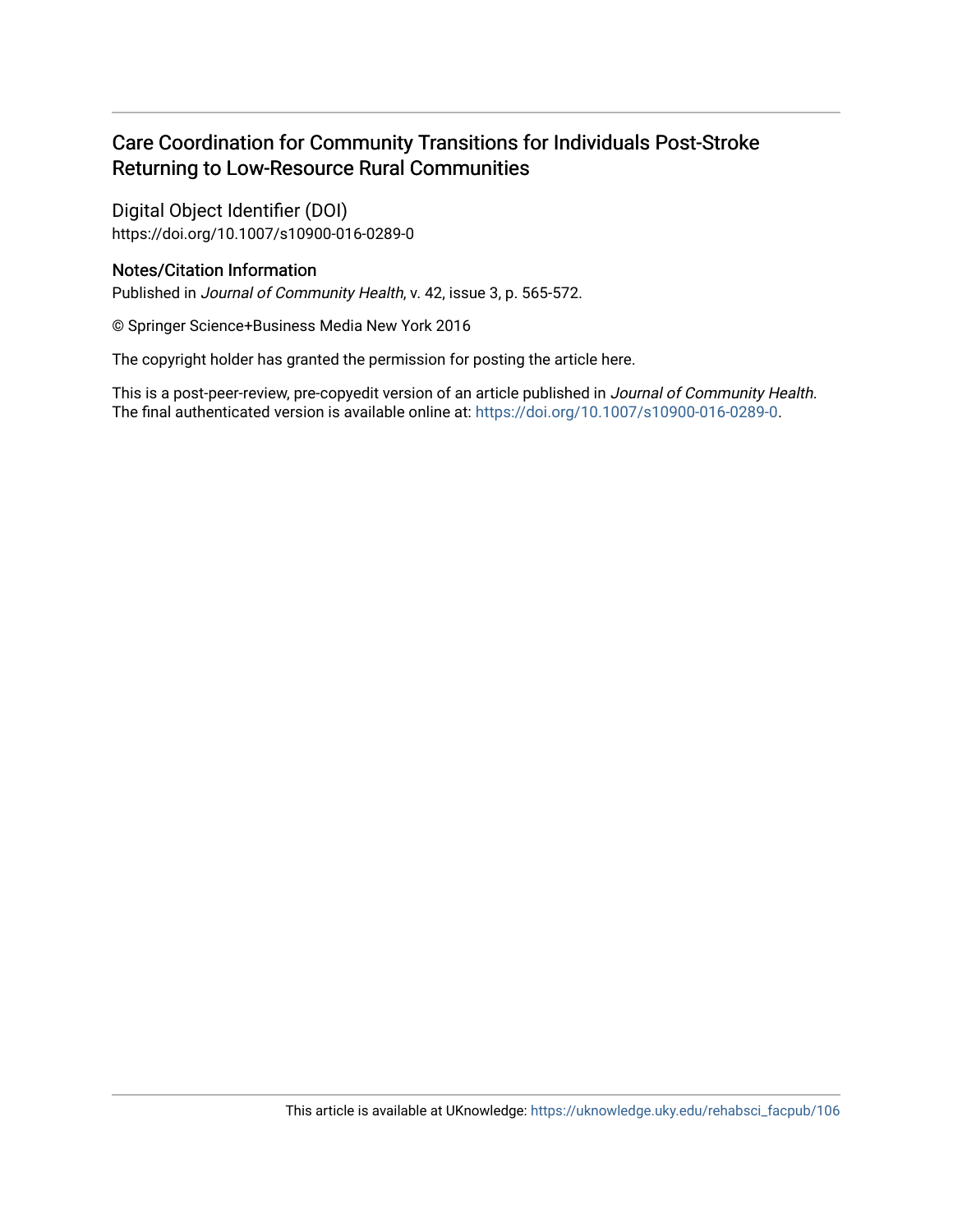# Care Coordination for Community Transitions for Individuals Post-Stroke Returning to Low-Resource Rural Communities

## Digital Object Identifier (DOI)

https://doi.org/10.1007/s10900-016-0289-0

## Notes/Citation Information

Published in *Journal of Community Health*, v. 42, issue 3, p. 565-572.

© Springer Science+Business Media New York 2016

The copyright holder has granted the permission for posting the article here.

This is a post-peer-review, pre-copyedit version of an article published in *Journal of Community Health.* The final authenticated version is available online at: https://doi.org/10.1007/s10900-016-0289-0.

This article is available at UKnowledge: https://uknowledge.uky.edu/rehabsci_facpub/106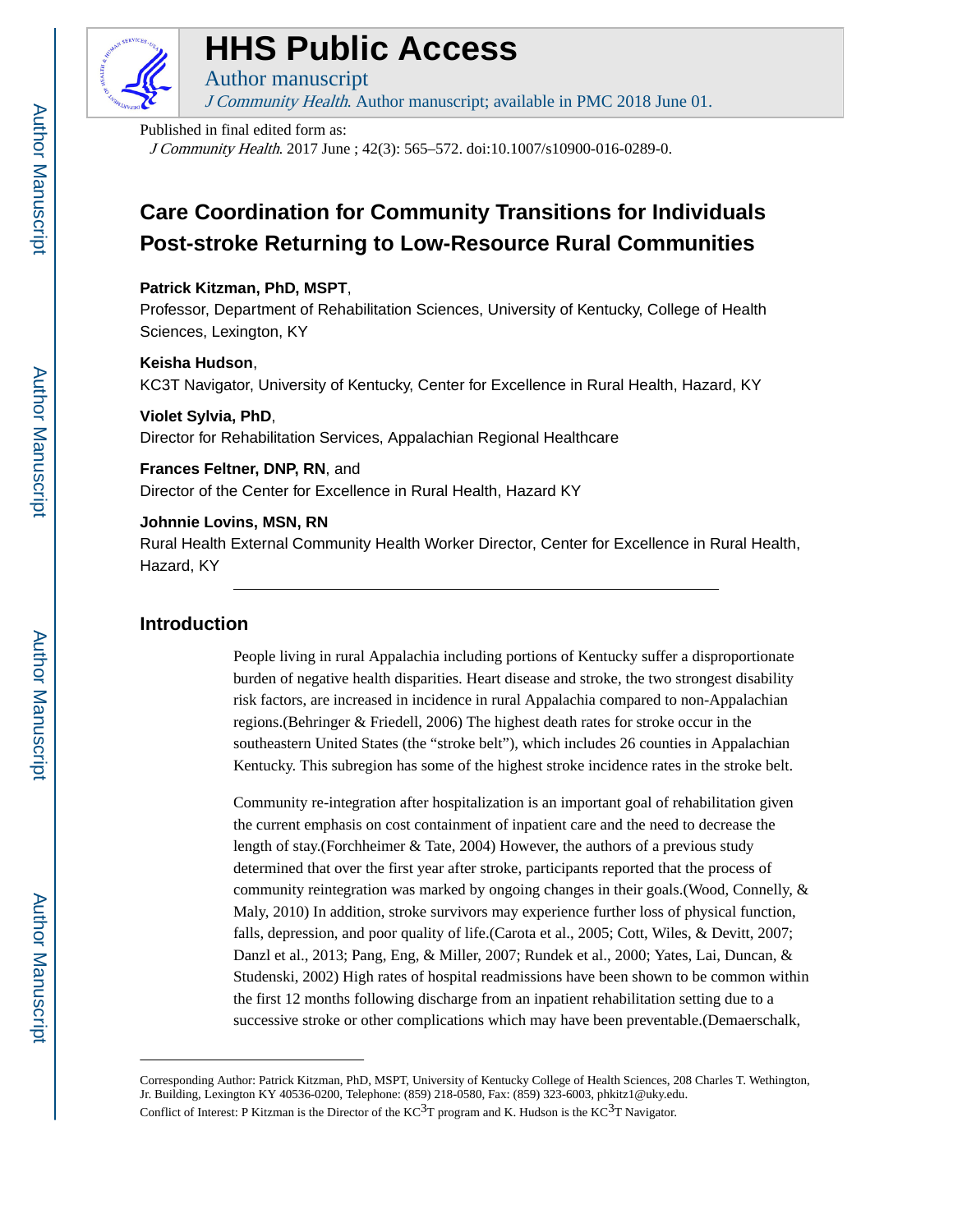# HHS Public Access

Author manuscript

*J Community Health*. Author manuscript; available in PMC 2018 June 01.

Published in final edited form as:

*J Community Health*. 2017 June ; 42(3): 565–572. doi:10.1007/s10900-016-0289-0.

# Care Coordination for Community Transitions for Individuals Post-stroke Returning to Low-Resource Rural Communities

**Patrick Kitzman, PhD, MSPT**,

Professor, Department of Rehabilitation Sciences, University of Kentucky, College of Health Sciences, Lexington, KY

**Keisha Hudson**,

KC3T Navigator, University of Kentucky, Center for Excellence in Rural Health, Hazard, KY

**Violet Sylvia, PhD**,

Director for Rehabilitation Services, Appalachian Regional Healthcare

**Frances Feltner, DNP, RN**, and

Director of the Center for Excellence in Rural Health, Hazard KY

**Johnnie Lovins, MSN, RN**

Rural Health External Community Health Worker Director, Center for Excellence in Rural Health, Hazard, KY

## Introduction

People living in rural Appalachia including portions of Kentucky suffer a disproportionate burden of negative health disparities. Heart disease and stroke, the two strongest disability risk factors, are increased in incidence in rural Appalachia compared to non-Appalachian regions.(Behringer & Friedell, 2006) The highest death rates for stroke occur in the southeastern United States (the "stroke belt"), which includes 26 counties in Appalachian Kentucky. This subregion has some of the highest stroke incidence rates in the stroke belt.

Community re-integration after hospitalization is an important goal of rehabilitation given the current emphasis on cost containment of inpatient care and the need to decrease the length of stay.(Forchheimer & Tate, 2004) However, the authors of a previous study determined that over the first year after stroke, participants reported that the process of community reintegration was marked by ongoing changes in their goals.(Wood, Connelly, & Maly, 2010) In addition, stroke survivors may experience further loss of physical function, falls, depression, and poor quality of life.(Carota et al., 2005; Cott, Wiles, & Devitt, 2007; Danzl et al., 2013; Pang, Eng, & Miller, 2007; Rundek et al., 2000; Yates, Lai, Duncan, & Studenski, 2002) High rates of hospital readmissions have been shown to be common within the first 12 months following discharge from an inpatient rehabilitation setting due to a successive stroke or other complications which may have been preventable.(Demaerschalk,

---

Corresponding Author: Patrick Kitzman, PhD, MSPT, University of Kentucky College of Health Sciences, 208 Charles T. Wethington, Jr. Building, Lexington KY 40536-0200, Telephone: (859) 218-0580, Fax: (859) 323-6003, phkitz1@uky.edu.

Conflict of Interest: P Kitzman is the Director of the KC$^3$T program and K. Hudson is the KC$^3$T Navigator.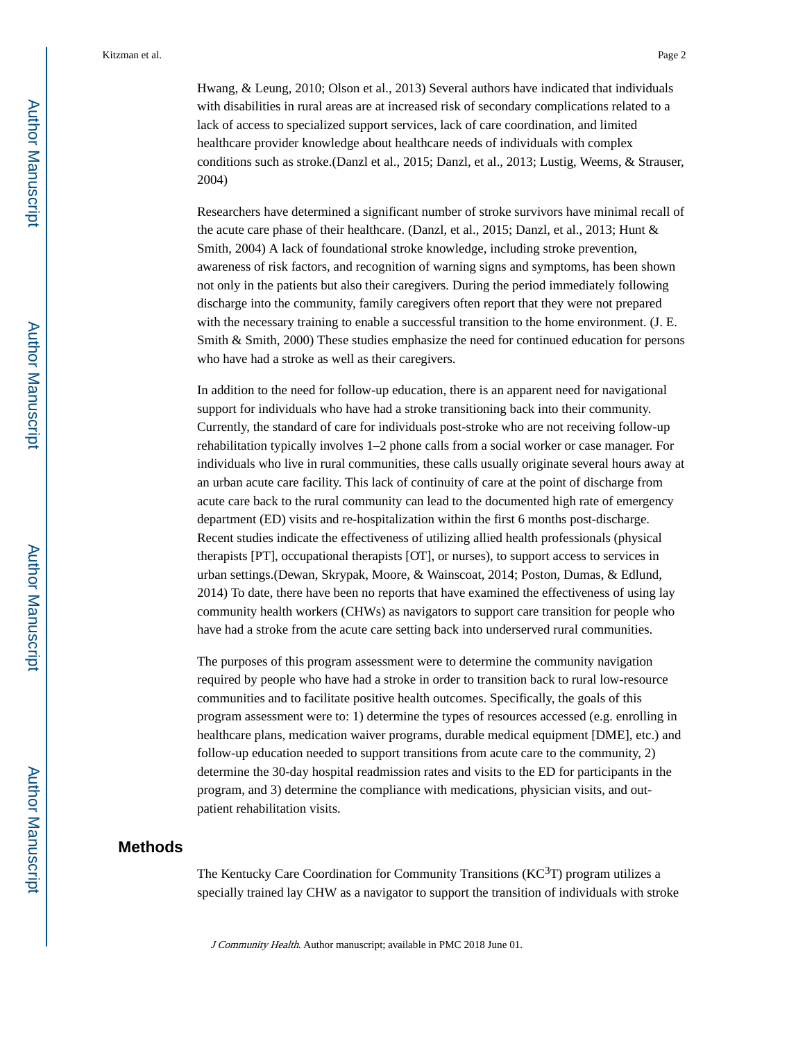Hwang, & Leung, 2010; Olson et al., 2013) Several authors have indicated that individuals with disabilities in rural areas are at increased risk of secondary complications related to a lack of access to specialized support services, lack of care coordination, and limited healthcare provider knowledge about healthcare needs of individuals with complex conditions such as stroke.(Danzl et al., 2015; Danzl, et al., 2013; Lustig, Weems, & Strauser, 2004)

Researchers have determined a significant number of stroke survivors have minimal recall of the acute care phase of their healthcare. (Danzl, et al., 2015; Danzl, et al., 2013; Hunt & Smith, 2004) A lack of foundational stroke knowledge, including stroke prevention, awareness of risk factors, and recognition of warning signs and symptoms, has been shown not only in the patients but also their caregivers. During the period immediately following discharge into the community, family caregivers often report that they were not prepared with the necessary training to enable a successful transition to the home environment. (J. E. Smith & Smith, 2000) These studies emphasize the need for continued education for persons who have had a stroke as well as their caregivers.

In addition to the need for follow-up education, there is an apparent need for navigational support for individuals who have had a stroke transitioning back into their community. Currently, the standard of care for individuals post-stroke who are not receiving follow-up rehabilitation typically involves 1–2 phone calls from a social worker or case manager. For individuals who live in rural communities, these calls usually originate several hours away at an urban acute care facility. This lack of continuity of care at the point of discharge from acute care back to the rural community can lead to the documented high rate of emergency department (ED) visits and re-hospitalization within the first 6 months post-discharge. Recent studies indicate the effectiveness of utilizing allied health professionals (physical therapists [PT], occupational therapists [OT], or nurses), to support access to services in urban settings.(Dewan, Skrypak, Moore, & Wainscoat, 2014; Poston, Dumas, & Edlund, 2014) To date, there have been no reports that have examined the effectiveness of using lay community health workers (CHWs) as navigators to support care transition for people who have had a stroke from the acute care setting back into underserved rural communities.

The purposes of this program assessment were to determine the community navigation required by people who have had a stroke in order to transition back to rural low-resource communities and to facilitate positive health outcomes. Specifically, the goals of this program assessment were to: 1) determine the types of resources accessed (e.g. enrolling in healthcare plans, medication waiver programs, durable medical equipment [DME], etc.) and follow-up education needed to support transitions from acute care to the community, 2) determine the 30-day hospital readmission rates and visits to the ED for participants in the program, and 3) determine the compliance with medications, physician visits, and out-patient rehabilitation visits.

## Methods

The Kentucky Care Coordination for Community Transitions (KC$^3$T) program utilizes a specially trained lay CHW as a navigator to support the transition of individuals with stroke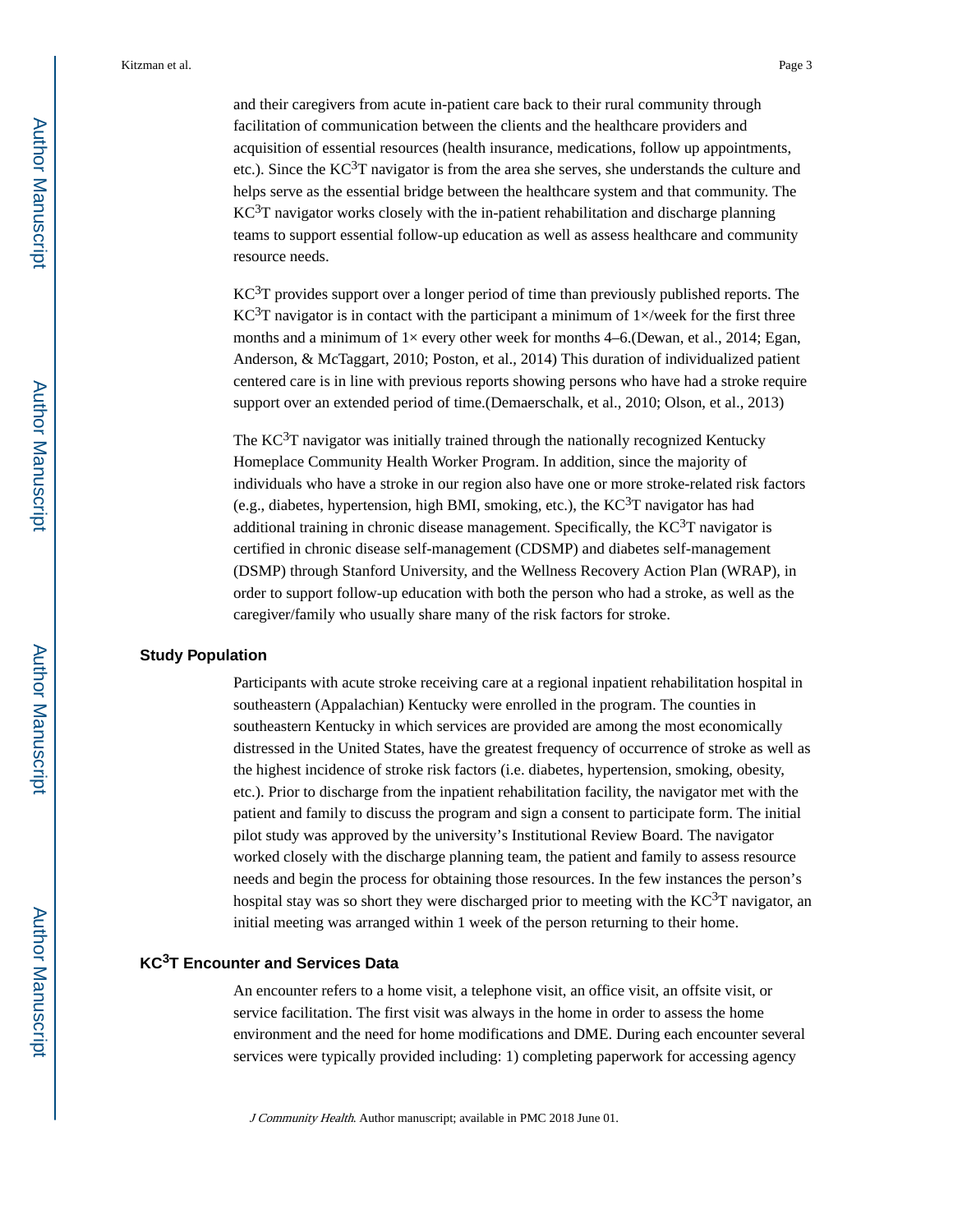and their caregivers from acute in-patient care back to their rural community through facilitation of communication between the clients and the healthcare providers and acquisition of essential resources (health insurance, medications, follow up appointments, etc.). Since the KC$^3$T navigator is from the area she serves, she understands the culture and helps serve as the essential bridge between the healthcare system and that community. The KC$^3$T navigator works closely with the in-patient rehabilitation and discharge planning teams to support essential follow-up education as well as assess healthcare and community resource needs.

KC$^3$T provides support over a longer period of time than previously published reports. The KC$^3$T navigator is in contact with the participant a minimum of 1×/week for the first three months and a minimum of 1× every other week for months 4–6.(Dewan, et al., 2014; Egan, Anderson, & McTaggart, 2010; Poston, et al., 2014) This duration of individualized patient centered care is in line with previous reports showing persons who have had a stroke require support over an extended period of time.(Demaerschalk, et al., 2010; Olson, et al., 2013)

The KC$^3$T navigator was initially trained through the nationally recognized Kentucky Homeplace Community Health Worker Program. In addition, since the majority of individuals who have a stroke in our region also have one or more stroke-related risk factors (e.g., diabetes, hypertension, high BMI, smoking, etc.), the KC$^3$T navigator has had additional training in chronic disease management. Specifically, the KC$^3$T navigator is certified in chronic disease self-management (CDSMP) and diabetes self-management (DSMP) through Stanford University, and the Wellness Recovery Action Plan (WRAP), in order to support follow-up education with both the person who had a stroke, as well as the caregiver/family who usually share many of the risk factors for stroke.

## Study Population

Participants with acute stroke receiving care at a regional inpatient rehabilitation hospital in southeastern (Appalachian) Kentucky were enrolled in the program. The counties in southeastern Kentucky in which services are provided are among the most economically distressed in the United States, have the greatest frequency of occurrence of stroke as well as the highest incidence of stroke risk factors (i.e. diabetes, hypertension, smoking, obesity, etc.). Prior to discharge from the inpatient rehabilitation facility, the navigator met with the patient and family to discuss the program and sign a consent to participate form. The initial pilot study was approved by the university's Institutional Review Board. The navigator worked closely with the discharge planning team, the patient and family to assess resource needs and begin the process for obtaining those resources. In the few instances the person's hospital stay was so short they were discharged prior to meeting with the KC$^3$T navigator, an initial meeting was arranged within 1 week of the person returning to their home.

## KC$^3$T Encounter and Services Data

An encounter refers to a home visit, a telephone visit, an office visit, an offsite visit, or service facilitation. The first visit was always in the home in order to assess the home environment and the need for home modifications and DME. During each encounter several services were typically provided including: 1) completing paperwork for accessing agency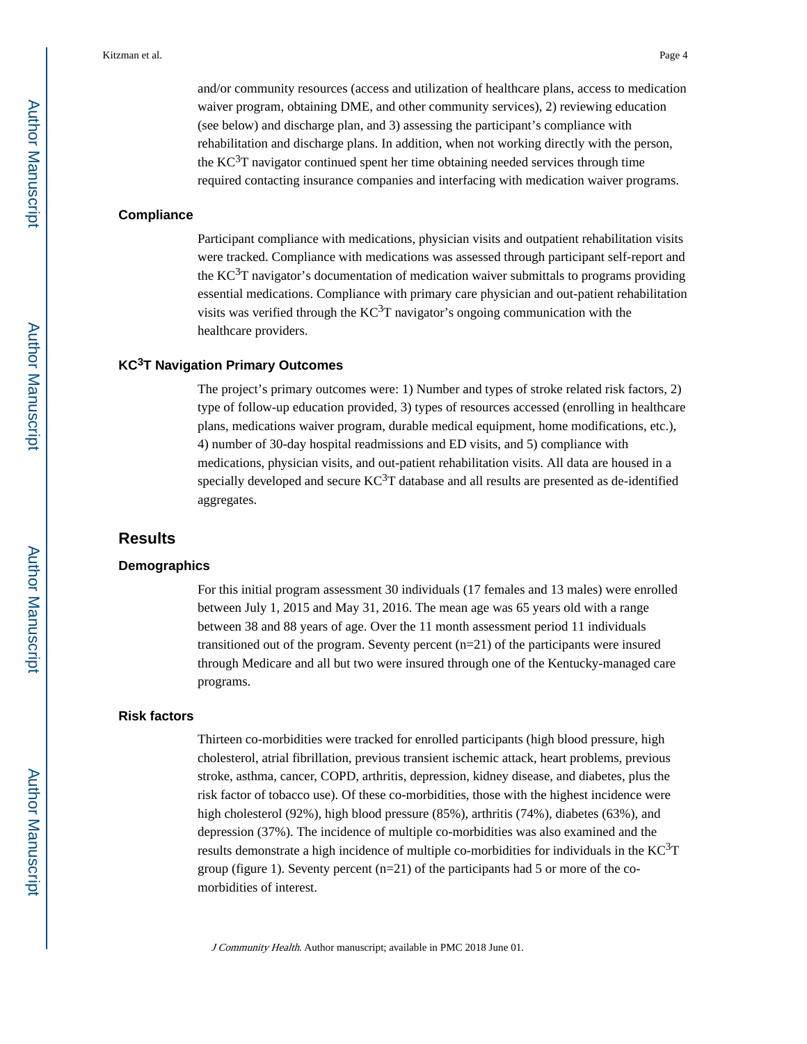and/or community resources (access and utilization of healthcare plans, access to medication waiver program, obtaining DME, and other community services), 2) reviewing education (see below) and discharge plan, and 3) assessing the participant's compliance with rehabilitation and discharge plans. In addition, when not working directly with the person, the KC$^3$T navigator continued spent her time obtaining needed services through time required contacting insurance companies and interfacing with medication waiver programs.

### Compliance

Participant compliance with medications, physician visits and outpatient rehabilitation visits were tracked. Compliance with medications was assessed through participant self-report and the KC$^3$T navigator's documentation of medication waiver submittals to programs providing essential medications. Compliance with primary care physician and out-patient rehabilitation visits was verified through the KC$^3$T navigator's ongoing communication with the healthcare providers.

### KC$^3$T Navigation Primary Outcomes

The project's primary outcomes were: 1) Number and types of stroke related risk factors, 2) type of follow-up education provided, 3) types of resources accessed (enrolling in healthcare plans, medications waiver program, durable medical equipment, home modifications, etc.), 4) number of 30-day hospital readmissions and ED visits, and 5) compliance with medications, physician visits, and out-patient rehabilitation visits. All data are housed in a specially developed and secure KC$^3$T database and all results are presented as de-identified aggregates.

## Results

### Demographics

For this initial program assessment 30 individuals (17 females and 13 males) were enrolled between July 1, 2015 and May 31, 2016. The mean age was 65 years old with a range between 38 and 88 years of age. Over the 11 month assessment period 11 individuals transitioned out of the program. Seventy percent (n=21) of the participants were insured through Medicare and all but two were insured through one of the Kentucky-managed care programs.

### Risk factors

Thirteen co-morbidities were tracked for enrolled participants (high blood pressure, high cholesterol, atrial fibrillation, previous transient ischemic attack, heart problems, previous stroke, asthma, cancer, COPD, arthritis, depression, kidney disease, and diabetes, plus the risk factor of tobacco use). Of these co-morbidities, those with the highest incidence were high cholesterol (92%), high blood pressure (85%), arthritis (74%), diabetes (63%), and depression (37%). The incidence of multiple co-morbidities was also examined and the results demonstrate a high incidence of multiple co-morbidities for individuals in the KC$^3$T group (figure 1). Seventy percent (n=21) of the participants had 5 or more of the co-morbidities of interest.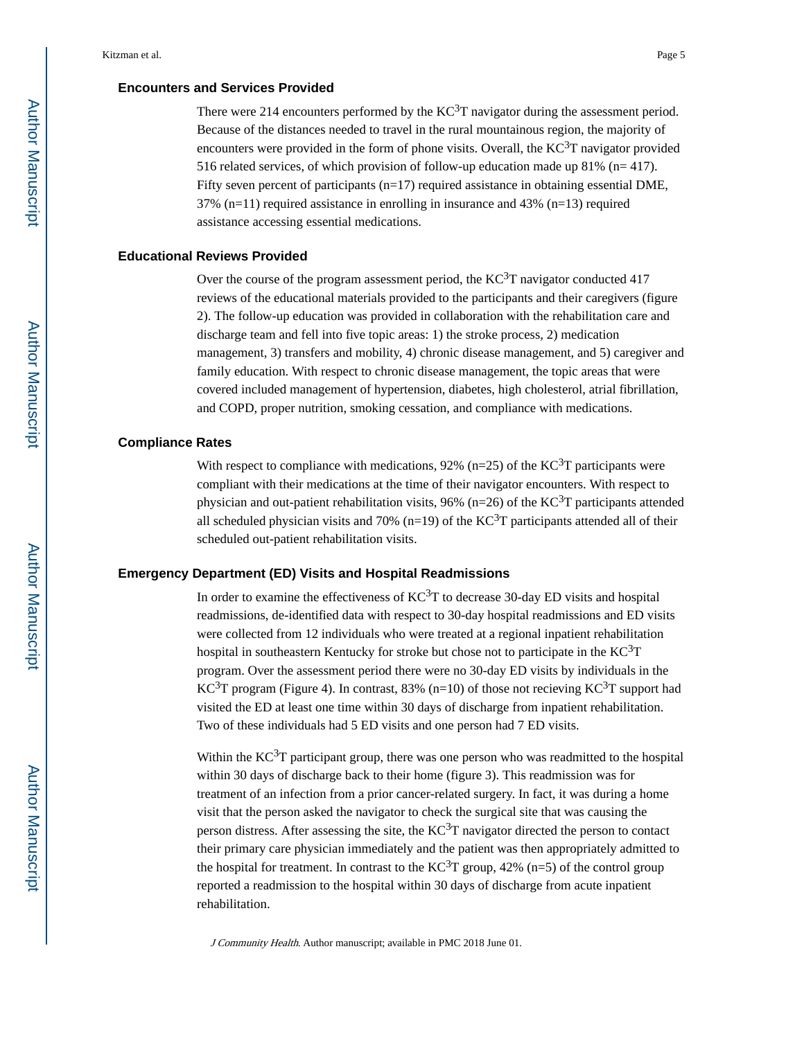## Encounters and Services Provided

There were 214 encounters performed by the KC$^3$T navigator during the assessment period. Because of the distances needed to travel in the rural mountainous region, the majority of encounters were provided in the form of phone visits. Overall, the KC$^3$T navigator provided 516 related services, of which provision of follow-up education made up 81% (n= 417). Fifty seven percent of participants (n=17) required assistance in obtaining essential DME, 37% (n=11) required assistance in enrolling in insurance and 43% (n=13) required assistance accessing essential medications.

## Educational Reviews Provided

Over the course of the program assessment period, the KC$^3$T navigator conducted 417 reviews of the educational materials provided to the participants and their caregivers (figure 2). The follow-up education was provided in collaboration with the rehabilitation care and discharge team and fell into five topic areas: 1) the stroke process, 2) medication management, 3) transfers and mobility, 4) chronic disease management, and 5) caregiver and family education. With respect to chronic disease management, the topic areas that were covered included management of hypertension, diabetes, high cholesterol, atrial fibrillation, and COPD, proper nutrition, smoking cessation, and compliance with medications.

## Compliance Rates

With respect to compliance with medications, 92% (n=25) of the KC$^3$T participants were compliant with their medications at the time of their navigator encounters. With respect to physician and out-patient rehabilitation visits, 96% (n=26) of the KC$^3$T participants attended all scheduled physician visits and 70% (n=19) of the KC$^3$T participants attended all of their scheduled out-patient rehabilitation visits.

## Emergency Department (ED) Visits and Hospital Readmissions

In order to examine the effectiveness of KC$^3$T to decrease 30-day ED visits and hospital readmissions, de-identified data with respect to 30-day hospital readmissions and ED visits were collected from 12 individuals who were treated at a regional inpatient rehabilitation hospital in southeastern Kentucky for stroke but chose not to participate in the KC$^3$T program. Over the assessment period there were no 30-day ED visits by individuals in the KC$^3$T program (Figure 4). In contrast, 83% (n=10) of those not recieving KC$^3$T support had visited the ED at least one time within 30 days of discharge from inpatient rehabilitation. Two of these individuals had 5 ED visits and one person had 7 ED visits.

Within the KC$^3$T participant group, there was one person who was readmitted to the hospital within 30 days of discharge back to their home (figure 3). This readmission was for treatment of an infection from a prior cancer-related surgery. In fact, it was during a home visit that the person asked the navigator to check the surgical site that was causing the person distress. After assessing the site, the KC$^3$T navigator directed the person to contact their primary care physician immediately and the patient was then appropriately admitted to the hospital for treatment. In contrast to the KC$^3$T group, 42% (n=5) of the control group reported a readmission to the hospital within 30 days of discharge from acute inpatient rehabilitation.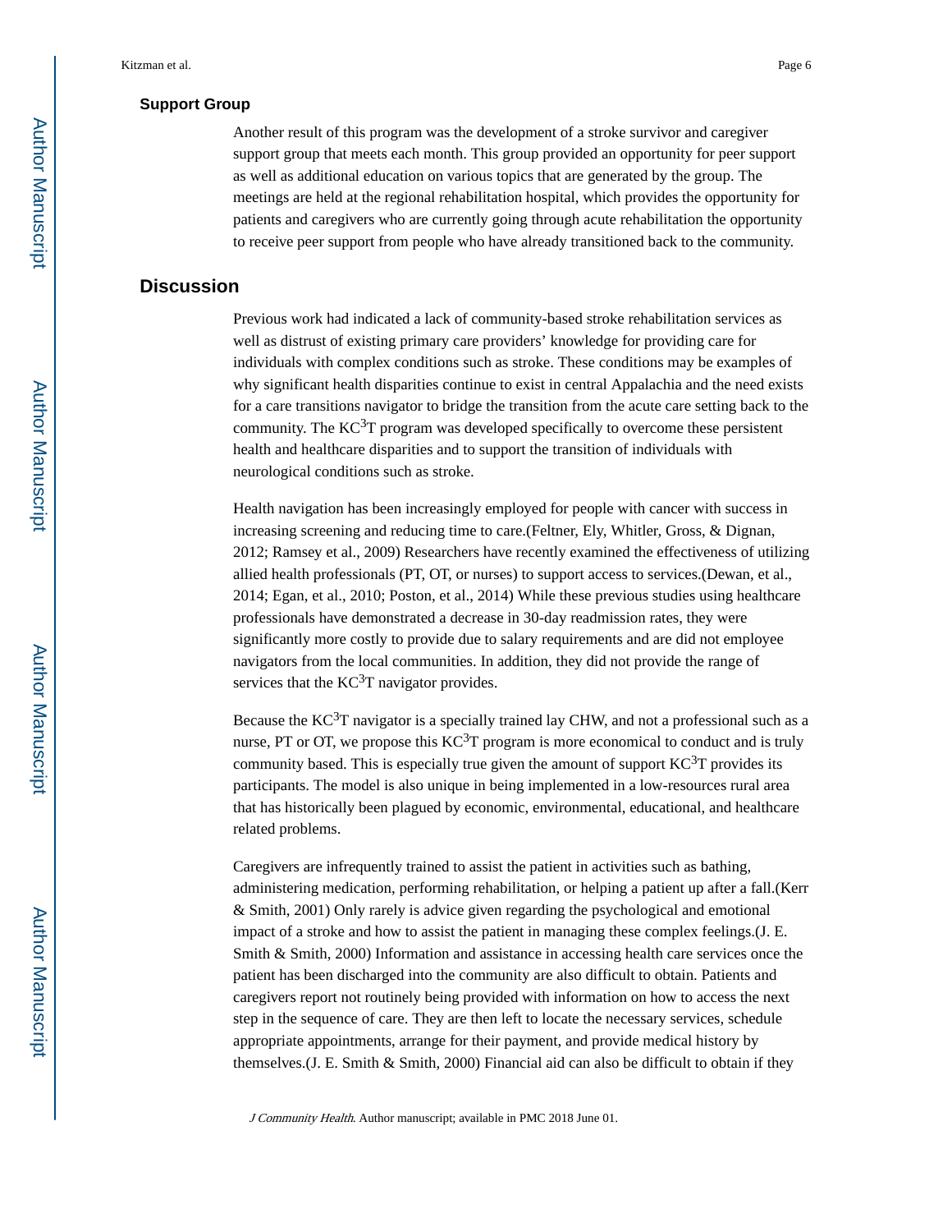### Support Group

Another result of this program was the development of a stroke survivor and caregiver support group that meets each month. This group provided an opportunity for peer support as well as additional education on various topics that are generated by the group. The meetings are held at the regional rehabilitation hospital, which provides the opportunity for patients and caregivers who are currently going through acute rehabilitation the opportunity to receive peer support from people who have already transitioned back to the community.

## Discussion

Previous work had indicated a lack of community-based stroke rehabilitation services as well as distrust of existing primary care providers' knowledge for providing care for individuals with complex conditions such as stroke. These conditions may be examples of why significant health disparities continue to exist in central Appalachia and the need exists for a care transitions navigator to bridge the transition from the acute care setting back to the community. The $KC^3T$ program was developed specifically to overcome these persistent health and healthcare disparities and to support the transition of individuals with neurological conditions such as stroke.

Health navigation has been increasingly employed for people with cancer with success in increasing screening and reducing time to care.(Feltner, Ely, Whitler, Gross, & Dignan, 2012; Ramsey et al., 2009) Researchers have recently examined the effectiveness of utilizing allied health professionals (PT, OT, or nurses) to support access to services.(Dewan, et al., 2014; Egan, et al., 2010; Poston, et al., 2014) While these previous studies using healthcare professionals have demonstrated a decrease in 30-day readmission rates, they were significantly more costly to provide due to salary requirements and are did not employee navigators from the local communities. In addition, they did not provide the range of services that the $KC^3T$ navigator provides.

Because the $KC^3T$ navigator is a specially trained lay CHW, and not a professional such as a nurse, PT or OT, we propose this $KC^3T$ program is more economical to conduct and is truly community based. This is especially true given the amount of support $KC^3T$ provides its participants. The model is also unique in being implemented in a low-resources rural area that has historically been plagued by economic, environmental, educational, and healthcare related problems.

Caregivers are infrequently trained to assist the patient in activities such as bathing, administering medication, performing rehabilitation, or helping a patient up after a fall.(Kerr & Smith, 2001) Only rarely is advice given regarding the psychological and emotional impact of a stroke and how to assist the patient in managing these complex feelings.(J. E. Smith & Smith, 2000) Information and assistance in accessing health care services once the patient has been discharged into the community are also difficult to obtain. Patients and caregivers report not routinely being provided with information on how to access the next step in the sequence of care. They are then left to locate the necessary services, schedule appropriate appointments, arrange for their payment, and provide medical history by themselves.(J. E. Smith & Smith, 2000) Financial aid can also be difficult to obtain if they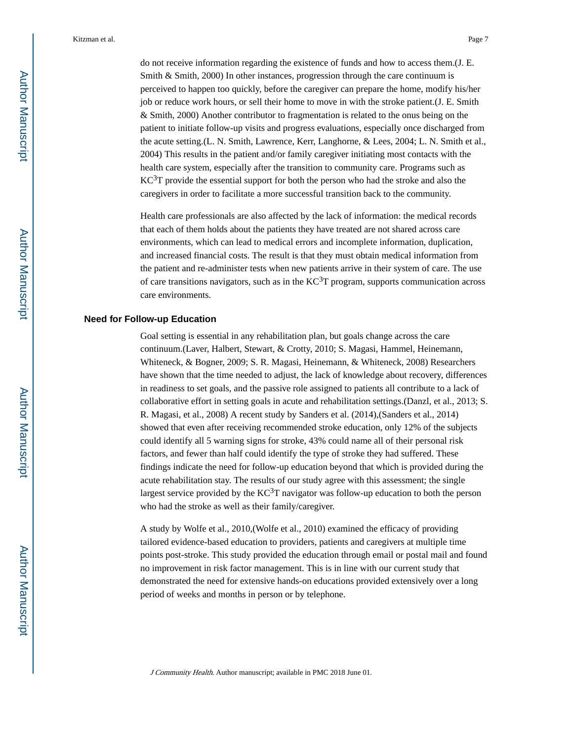do not receive information regarding the existence of funds and how to access them.(J. E. Smith & Smith, 2000) In other instances, progression through the care continuum is perceived to happen too quickly, before the caregiver can prepare the home, modify his/her job or reduce work hours, or sell their home to move in with the stroke patient.(J. E. Smith & Smith, 2000) Another contributor to fragmentation is related to the onus being on the patient to initiate follow-up visits and progress evaluations, especially once discharged from the acute setting.(L. N. Smith, Lawrence, Kerr, Langhorne, & Lees, 2004; L. N. Smith et al., 2004) This results in the patient and/or family caregiver initiating most contacts with the health care system, especially after the transition to community care. Programs such as $KC^3T$ provide the essential support for both the person who had the stroke and also the caregivers in order to facilitate a more successful transition back to the community.

Health care professionals are also affected by the lack of information: the medical records that each of them holds about the patients they have treated are not shared across care environments, which can lead to medical errors and incomplete information, duplication, and increased financial costs. The result is that they must obtain medical information from the patient and re-administer tests when new patients arrive in their system of care. The use of care transitions navigators, such as in the $KC^3T$ program, supports communication across care environments.

## Need for Follow-up Education

Goal setting is essential in any rehabilitation plan, but goals change across the care continuum.(Laver, Halbert, Stewart, & Crotty, 2010; S. Magasi, Hammel, Heinemann, Whiteneck, & Bogner, 2009; S. R. Magasi, Heinemann, & Whiteneck, 2008) Researchers have shown that the time needed to adjust, the lack of knowledge about recovery, differences in readiness to set goals, and the passive role assigned to patients all contribute to a lack of collaborative effort in setting goals in acute and rehabilitation settings.(Danzl, et al., 2013; S. R. Magasi, et al., 2008) A recent study by Sanders et al. (2014),(Sanders et al., 2014) showed that even after receiving recommended stroke education, only 12% of the subjects could identify all 5 warning signs for stroke, 43% could name all of their personal risk factors, and fewer than half could identify the type of stroke they had suffered. These findings indicate the need for follow-up education beyond that which is provided during the acute rehabilitation stay. The results of our study agree with this assessment; the single largest service provided by the $KC^3T$ navigator was follow-up education to both the person who had the stroke as well as their family/caregiver.

A study by Wolfe et al., 2010,(Wolfe et al., 2010) examined the efficacy of providing tailored evidence-based education to providers, patients and caregivers at multiple time points post-stroke. This study provided the education through email or postal mail and found no improvement in risk factor management. This is in line with our current study that demonstrated the need for extensive hands-on educations provided extensively over a long period of weeks and months in person or by telephone.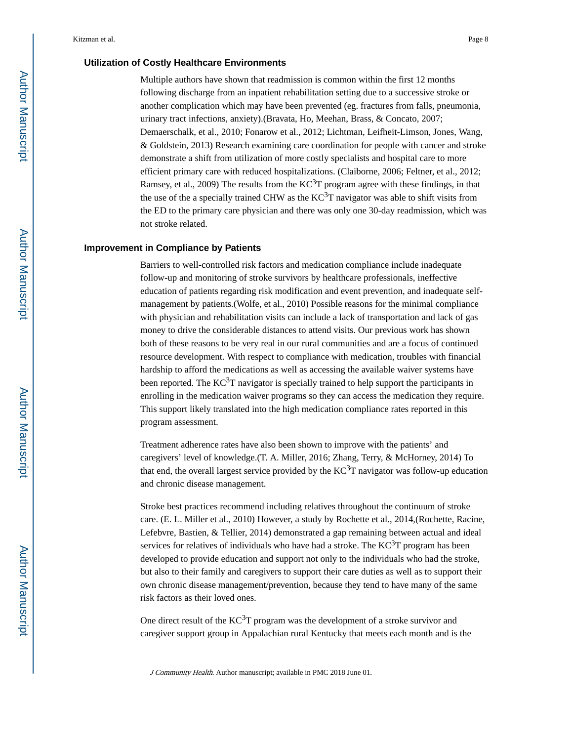## Utilization of Costly Healthcare Environments

Multiple authors have shown that readmission is common within the first 12 months following discharge from an inpatient rehabilitation setting due to a successive stroke or another complication which may have been prevented (eg. fractures from falls, pneumonia, urinary tract infections, anxiety).(Bravata, Ho, Meehan, Brass, & Concato, 2007; Demaerschalk, et al., 2010; Fonarow et al., 2012; Lichtman, Leifheit-Limson, Jones, Wang, & Goldstein, 2013) Research examining care coordination for people with cancer and stroke demonstrate a shift from utilization of more costly specialists and hospital care to more efficient primary care with reduced hospitalizations. (Claiborne, 2006; Feltner, et al., 2012; Ramsey, et al., 2009) The results from the $KC^3T$ program agree with these findings, in that the use of the a specially trained CHW as the $KC^3T$ navigator was able to shift visits from the ED to the primary care physician and there was only one 30-day readmission, which was not stroke related.

## Improvement in Compliance by Patients

Barriers to well-controlled risk factors and medication compliance include inadequate follow-up and monitoring of stroke survivors by healthcare professionals, ineffective education of patients regarding risk modification and event prevention, and inadequate self-management by patients.(Wolfe, et al., 2010) Possible reasons for the minimal compliance with physician and rehabilitation visits can include a lack of transportation and lack of gas money to drive the considerable distances to attend visits. Our previous work has shown both of these reasons to be very real in our rural communities and are a focus of continued resource development. With respect to compliance with medication, troubles with financial hardship to afford the medications as well as accessing the available waiver systems have been reported. The $KC^3T$ navigator is specially trained to help support the participants in enrolling in the medication waiver programs so they can access the medication they require. This support likely translated into the high medication compliance rates reported in this program assessment.

Treatment adherence rates have also been shown to improve with the patients' and caregivers' level of knowledge.(T. A. Miller, 2016; Zhang, Terry, & McHorney, 2014) To that end, the overall largest service provided by the $KC^3T$ navigator was follow-up education and chronic disease management.

Stroke best practices recommend including relatives throughout the continuum of stroke care. (E. L. Miller et al., 2010) However, a study by Rochette et al., 2014,(Rochette, Racine, Lefebvre, Bastien, & Tellier, 2014) demonstrated a gap remaining between actual and ideal services for relatives of individuals who have had a stroke. The $KC^3T$ program has been developed to provide education and support not only to the individuals who had the stroke, but also to their family and caregivers to support their care duties as well as to support their own chronic disease management/prevention, because they tend to have many of the same risk factors as their loved ones.

One direct result of the $KC^3T$ program was the development of a stroke survivor and caregiver support group in Appalachian rural Kentucky that meets each month and is the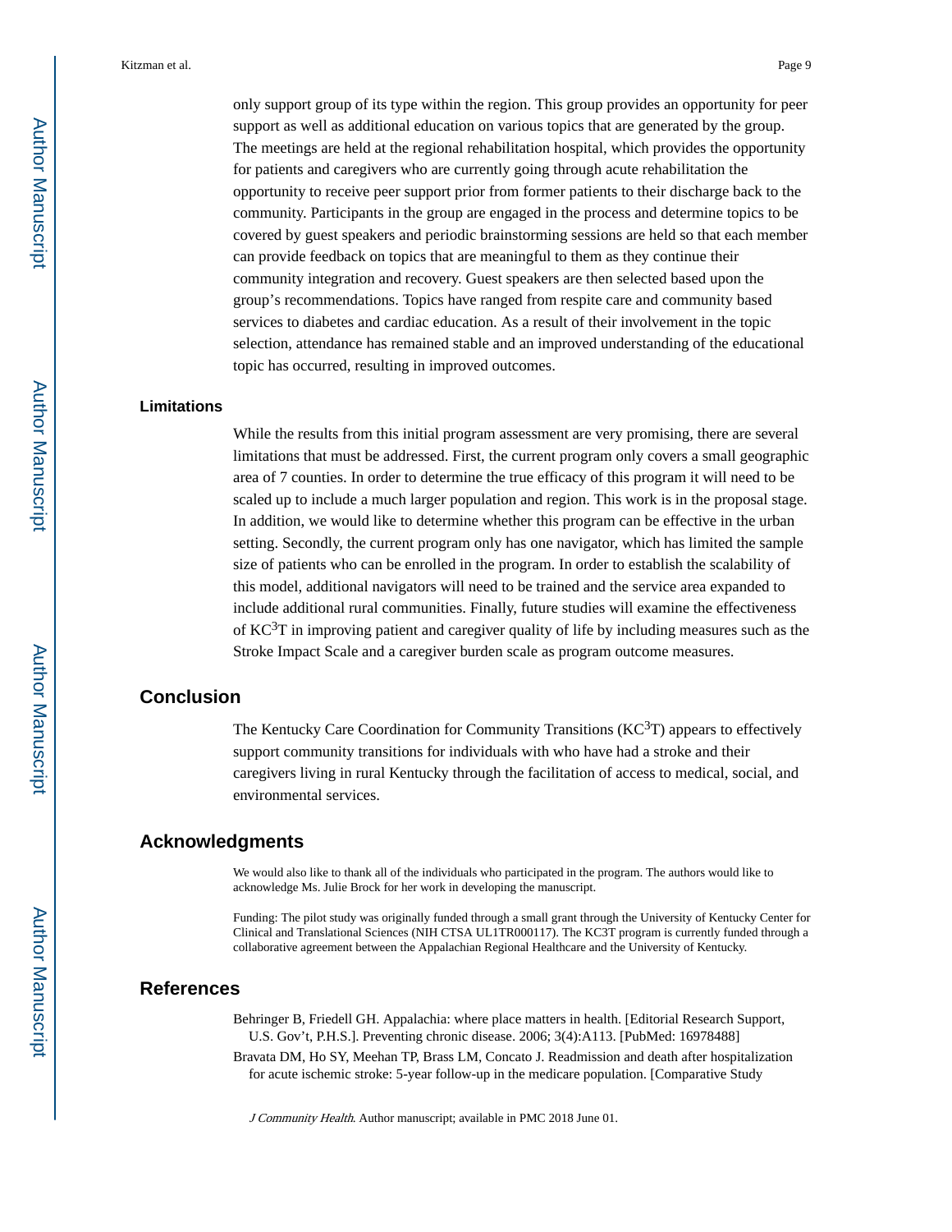only support group of its type within the region. This group provides an opportunity for peer support as well as additional education on various topics that are generated by the group. The meetings are held at the regional rehabilitation hospital, which provides the opportunity for patients and caregivers who are currently going through acute rehabilitation the opportunity to receive peer support prior from former patients to their discharge back to the community. Participants in the group are engaged in the process and determine topics to be covered by guest speakers and periodic brainstorming sessions are held so that each member can provide feedback on topics that are meaningful to them as they continue their community integration and recovery. Guest speakers are then selected based upon the group's recommendations. Topics have ranged from respite care and community based services to diabetes and cardiac education. As a result of their involvement in the topic selection, attendance has remained stable and an improved understanding of the educational topic has occurred, resulting in improved outcomes.

### Limitations

While the results from this initial program assessment are very promising, there are several limitations that must be addressed. First, the current program only covers a small geographic area of 7 counties. In order to determine the true efficacy of this program it will need to be scaled up to include a much larger population and region. This work is in the proposal stage. In addition, we would like to determine whether this program can be effective in the urban setting. Secondly, the current program only has one navigator, which has limited the sample size of patients who can be enrolled in the program. In order to establish the scalability of this model, additional navigators will need to be trained and the service area expanded to include additional rural communities. Finally, future studies will examine the effectiveness of KC$^3$T in improving patient and caregiver quality of life by including measures such as the Stroke Impact Scale and a caregiver burden scale as program outcome measures.

## Conclusion

The Kentucky Care Coordination for Community Transitions (KC$^3$T) appears to effectively support community transitions for individuals with who have had a stroke and their caregivers living in rural Kentucky through the facilitation of access to medical, social, and environmental services.

## Acknowledgments

We would also like to thank all of the individuals who participated in the program. The authors would like to acknowledge Ms. Julie Brock for her work in developing the manuscript.

Funding: The pilot study was originally funded through a small grant through the University of Kentucky Center for Clinical and Translational Sciences (NIH CTSA UL1TR000117). The KC3T program is currently funded through a collaborative agreement between the Appalachian Regional Healthcare and the University of Kentucky.

## References

Behringer B, Friedell GH. Appalachia: where place matters in health. [Editorial Research Support, U.S. Gov't, P.H.S.]. Preventing chronic disease. 2006; 3(4):A113. [PubMed: 16978488]

Bravata DM, Ho SY, Meehan TP, Brass LM, Concato J. Readmission and death after hospitalization for acute ischemic stroke: 5-year follow-up in the medicare population. [Comparative Study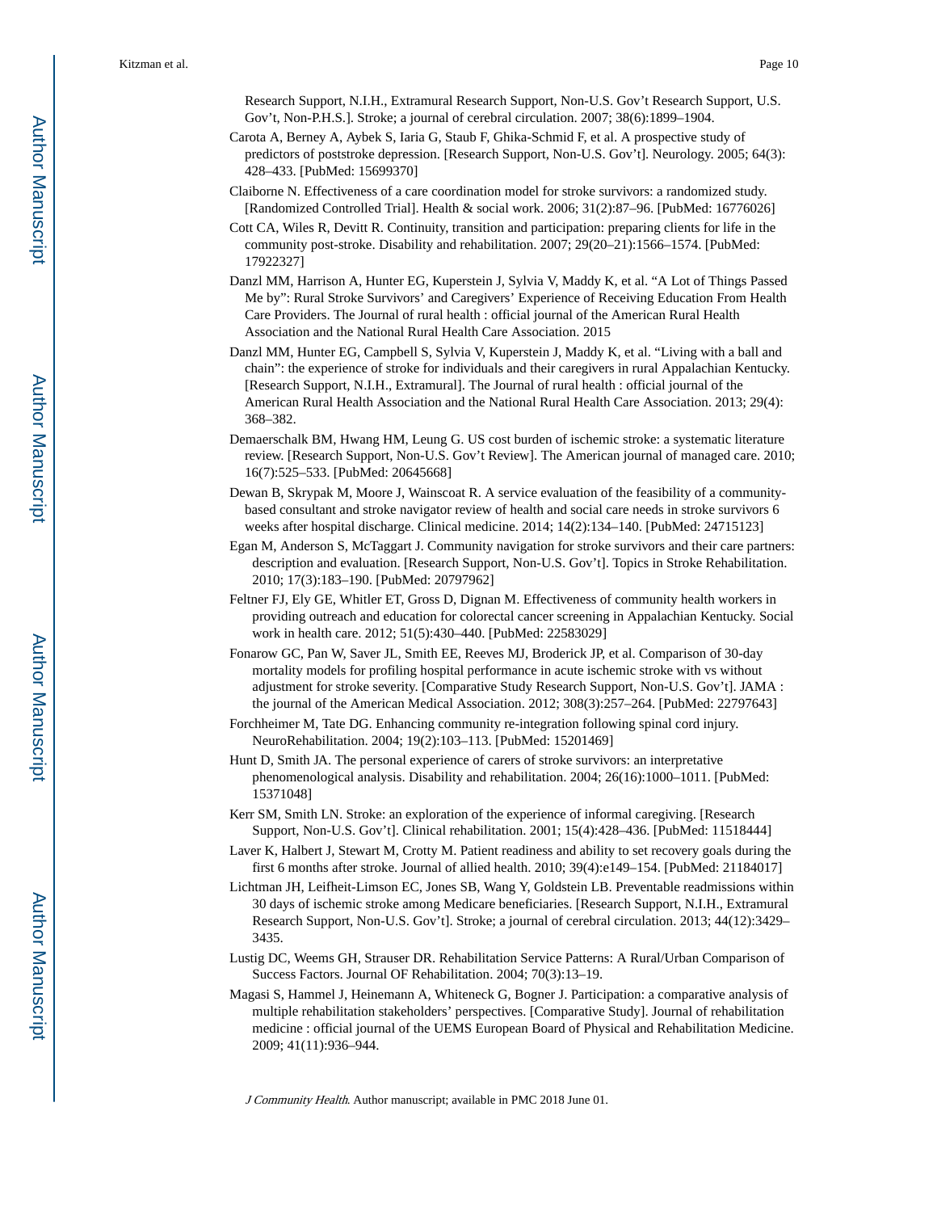Research Support, N.I.H., Extramural Research Support, Non-U.S. Gov't Research Support, U.S. Gov't, Non-P.H.S.]. Stroke; a journal of cerebral circulation. 2007; 38(6):1899–1904.

Carota A, Berney A, Aybek S, Iaria G, Staub F, Ghika-Schmid F, et al. A prospective study of predictors of poststroke depression. [Research Support, Non-U.S. Gov't]. Neurology. 2005; 64(3): 428–433. [PubMed: 15699370]

Claiborne N. Effectiveness of a care coordination model for stroke survivors: a randomized study. [Randomized Controlled Trial]. Health & social work. 2006; 31(2):87–96. [PubMed: 16776026]

Cott CA, Wiles R, Devitt R. Continuity, transition and participation: preparing clients for life in the community post-stroke. Disability and rehabilitation. 2007; 29(20–21):1566–1574. [PubMed: 17922327]

Danzl MM, Harrison A, Hunter EG, Kuperstein J, Sylvia V, Maddy K, et al. "A Lot of Things Passed Me by": Rural Stroke Survivors' and Caregivers' Experience of Receiving Education From Health Care Providers. The Journal of rural health : official journal of the American Rural Health Association and the National Rural Health Care Association. 2015

Danzl MM, Hunter EG, Campbell S, Sylvia V, Kuperstein J, Maddy K, et al. "Living with a ball and chain": the experience of stroke for individuals and their caregivers in rural Appalachian Kentucky. [Research Support, N.I.H., Extramural]. The Journal of rural health : official journal of the American Rural Health Association and the National Rural Health Care Association. 2013; 29(4): 368–382.

Demaerschalk BM, Hwang HM, Leung G. US cost burden of ischemic stroke: a systematic literature review. [Research Support, Non-U.S. Gov't Review]. The American journal of managed care. 2010; 16(7):525–533. [PubMed: 20645668]

Dewan B, Skrypak M, Moore J, Wainscoat R. A service evaluation of the feasibility of a community-based consultant and stroke navigator review of health and social care needs in stroke survivors 6 weeks after hospital discharge. Clinical medicine. 2014; 14(2):134–140. [PubMed: 24715123]

Egan M, Anderson S, McTaggart J. Community navigation for stroke survivors and their care partners: description and evaluation. [Research Support, Non-U.S. Gov't]. Topics in Stroke Rehabilitation. 2010; 17(3):183–190. [PubMed: 20797962]

Feltner FJ, Ely GE, Whitler ET, Gross D, Dignan M. Effectiveness of community health workers in providing outreach and education for colorectal cancer screening in Appalachian Kentucky. Social work in health care. 2012; 51(5):430–440. [PubMed: 22583029]

Fonarow GC, Pan W, Saver JL, Smith EE, Reeves MJ, Broderick JP, et al. Comparison of 30-day mortality models for profiling hospital performance in acute ischemic stroke with vs without adjustment for stroke severity. [Comparative Study Research Support, Non-U.S. Gov't]. JAMA : the journal of the American Medical Association. 2012; 308(3):257–264. [PubMed: 22797643]

Forchheimer M, Tate DG. Enhancing community re-integration following spinal cord injury. NeuroRehabilitation. 2004; 19(2):103–113. [PubMed: 15201469]

Hunt D, Smith JA. The personal experience of carers of stroke survivors: an interpretative phenomenological analysis. Disability and rehabilitation. 2004; 26(16):1000–1011. [PubMed: 15371048]

Kerr SM, Smith LN. Stroke: an exploration of the experience of informal caregiving. [Research Support, Non-U.S. Gov't]. Clinical rehabilitation. 2001; 15(4):428–436. [PubMed: 11518444]

Laver K, Halbert J, Stewart M, Crotty M. Patient readiness and ability to set recovery goals during the first 6 months after stroke. Journal of allied health. 2010; 39(4):e149–154. [PubMed: 21184017]

Lichtman JH, Leifheit-Limson EC, Jones SB, Wang Y, Goldstein LB. Preventable readmissions within 30 days of ischemic stroke among Medicare beneficiaries. [Research Support, N.I.H., Extramural Research Support, Non-U.S. Gov't]. Stroke; a journal of cerebral circulation. 2013; 44(12):3429–3435.

Lustig DC, Weems GH, Strauser DR. Rehabilitation Service Patterns: A Rural/Urban Comparison of Success Factors. Journal OF Rehabilitation. 2004; 70(3):13–19.

Magasi S, Hammel J, Heinemann A, Whiteneck G, Bogner J. Participation: a comparative analysis of multiple rehabilitation stakeholders' perspectives. [Comparative Study]. Journal of rehabilitation medicine : official journal of the UEMS European Board of Physical and Rehabilitation Medicine. 2009; 41(11):936–944.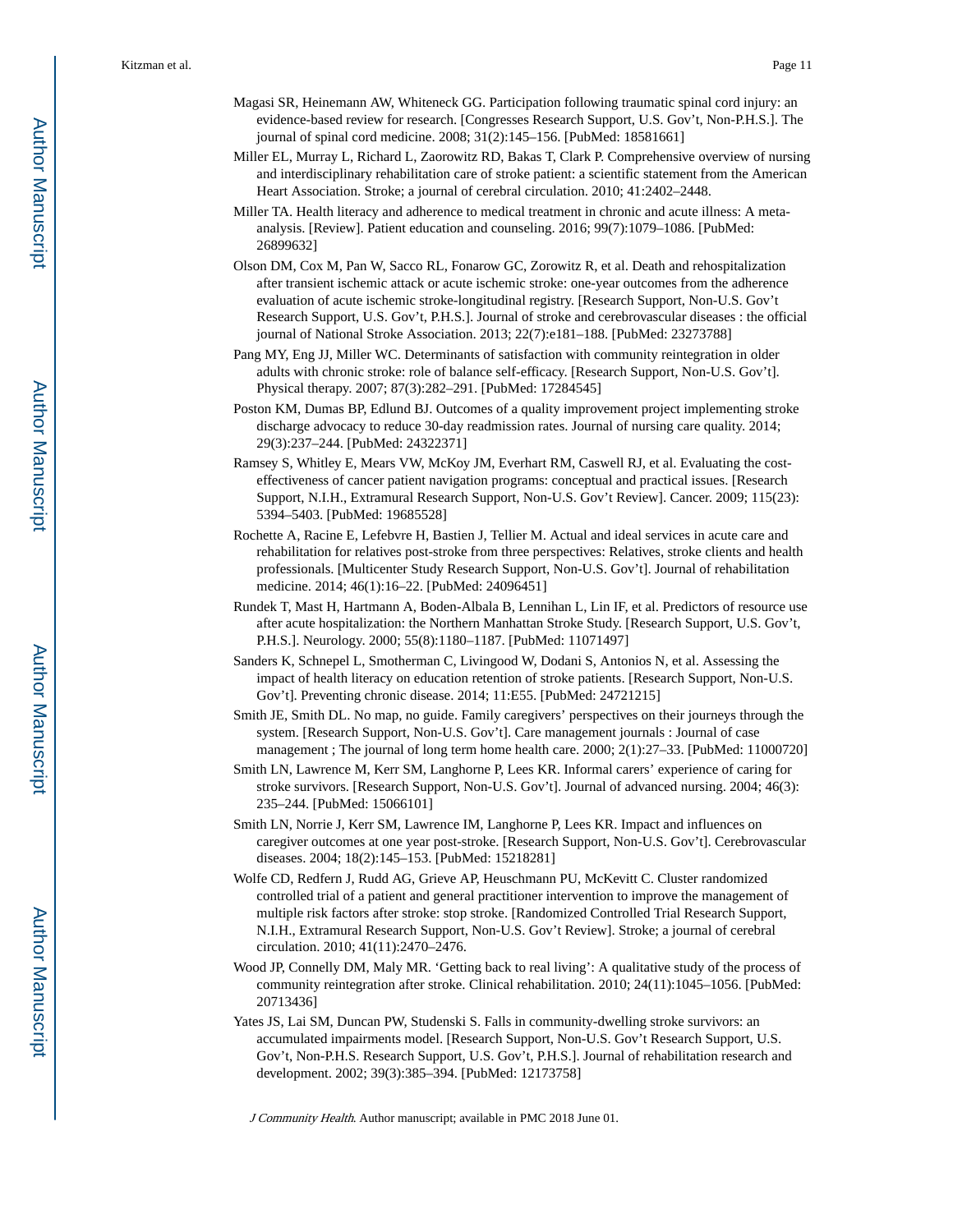Magasi SR, Heinemann AW, Whiteneck GG. Participation following traumatic spinal cord injury: an evidence-based review for research. [Congresses Research Support, U.S. Gov't, Non-P.H.S.]. The journal of spinal cord medicine. 2008; 31(2):145–156. [PubMed: 18581661]

Miller EL, Murray L, Richard L, Zaorowitz RD, Bakas T, Clark P. Comprehensive overview of nursing and interdisciplinary rehabilitation care of stroke patient: a scientific statement from the American Heart Association. Stroke; a journal of cerebral circulation. 2010; 41:2402–2448.

Miller TA. Health literacy and adherence to medical treatment in chronic and acute illness: A meta-analysis. [Review]. Patient education and counseling. 2016; 99(7):1079–1086. [PubMed: 26899632]

Olson DM, Cox M, Pan W, Sacco RL, Fonarow GC, Zorowitz R, et al. Death and rehospitalization after transient ischemic attack or acute ischemic stroke: one-year outcomes from the adherence evaluation of acute ischemic stroke-longitudinal registry. [Research Support, Non-U.S. Gov't Research Support, U.S. Gov't, P.H.S.]. Journal of stroke and cerebrovascular diseases : the official journal of National Stroke Association. 2013; 22(7):e181–188. [PubMed: 23273788]

Pang MY, Eng JJ, Miller WC. Determinants of satisfaction with community reintegration in older adults with chronic stroke: role of balance self-efficacy. [Research Support, Non-U.S. Gov't]. Physical therapy. 2007; 87(3):282–291. [PubMed: 17284545]

Poston KM, Dumas BP, Edlund BJ. Outcomes of a quality improvement project implementing stroke discharge advocacy to reduce 30-day readmission rates. Journal of nursing care quality. 2014; 29(3):237–244. [PubMed: 24322371]

Ramsey S, Whitley E, Mears VW, McKoy JM, Everhart RM, Caswell RJ, et al. Evaluating the cost-effectiveness of cancer patient navigation programs: conceptual and practical issues. [Research Support, N.I.H., Extramural Research Support, Non-U.S. Gov't Review]. Cancer. 2009; 115(23): 5394–5403. [PubMed: 19685528]

Rochette A, Racine E, Lefebvre H, Bastien J, Tellier M. Actual and ideal services in acute care and rehabilitation for relatives post-stroke from three perspectives: Relatives, stroke clients and health professionals. [Multicenter Study Research Support, Non-U.S. Gov't]. Journal of rehabilitation medicine. 2014; 46(1):16–22. [PubMed: 24096451]

Rundek T, Mast H, Hartmann A, Boden-Albala B, Lennihan L, Lin IF, et al. Predictors of resource use after acute hospitalization: the Northern Manhattan Stroke Study. [Research Support, U.S. Gov't, P.H.S.]. Neurology. 2000; 55(8):1180–1187. [PubMed: 11071497]

Sanders K, Schnepel L, Smotherman C, Livingood W, Dodani S, Antonios N, et al. Assessing the impact of health literacy on education retention of stroke patients. [Research Support, Non-U.S. Gov't]. Preventing chronic disease. 2014; 11:E55. [PubMed: 24721215]

Smith JE, Smith DL. No map, no guide. Family caregivers' perspectives on their journeys through the system. [Research Support, Non-U.S. Gov't]. Care management journals : Journal of case management ; The journal of long term home health care. 2000; 2(1):27–33. [PubMed: 11000720]

Smith LN, Lawrence M, Kerr SM, Langhorne P, Lees KR. Informal carers' experience of caring for stroke survivors. [Research Support, Non-U.S. Gov't]. Journal of advanced nursing. 2004; 46(3): 235–244. [PubMed: 15066101]

Smith LN, Norrie J, Kerr SM, Lawrence IM, Langhorne P, Lees KR. Impact and influences on caregiver outcomes at one year post-stroke. [Research Support, Non-U.S. Gov't]. Cerebrovascular diseases. 2004; 18(2):145–153. [PubMed: 15218281]

Wolfe CD, Redfern J, Rudd AG, Grieve AP, Heuschmann PU, McKevitt C. Cluster randomized controlled trial of a patient and general practitioner intervention to improve the management of multiple risk factors after stroke: stop stroke. [Randomized Controlled Trial Research Support, N.I.H., Extramural Research Support, Non-U.S. Gov't Review]. Stroke; a journal of cerebral circulation. 2010; 41(11):2470–2476.

Wood JP, Connelly DM, Maly MR. 'Getting back to real living': A qualitative study of the process of community reintegration after stroke. Clinical rehabilitation. 2010; 24(11):1045–1056. [PubMed: 20713436]

Yates JS, Lai SM, Duncan PW, Studenski S. Falls in community-dwelling stroke survivors: an accumulated impairments model. [Research Support, Non-U.S. Gov't Research Support, U.S. Gov't, Non-P.H.S. Research Support, U.S. Gov't, P.H.S.]. Journal of rehabilitation research and development. 2002; 39(3):385–394. [PubMed: 12173758]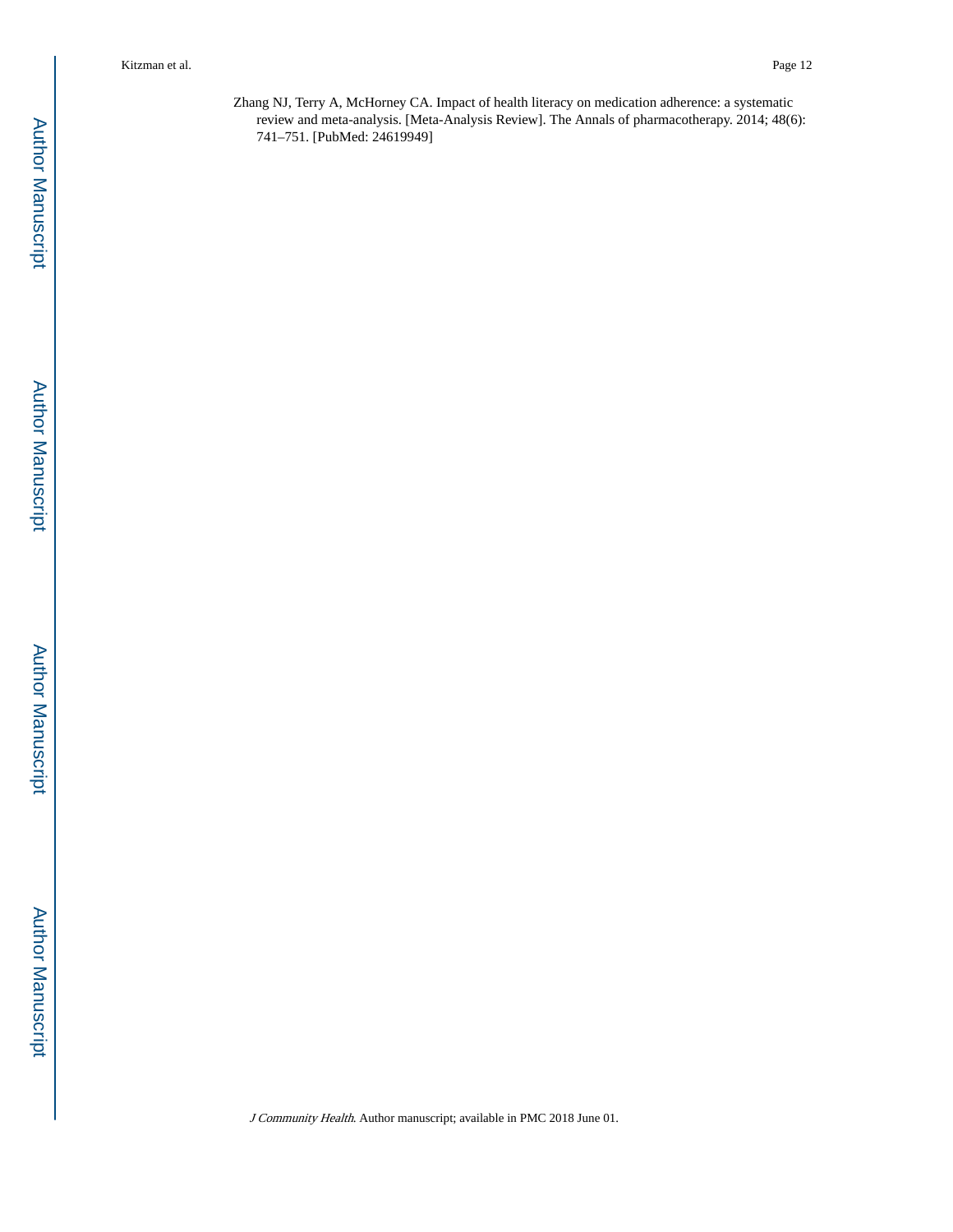Zhang NJ, Terry A, McHorney CA. Impact of health literacy on medication adherence: a systematic review and meta-analysis. [Meta-Analysis Review]. The Annals of pharmacotherapy. 2014; 48(6): 741–751. [PubMed: 24619949]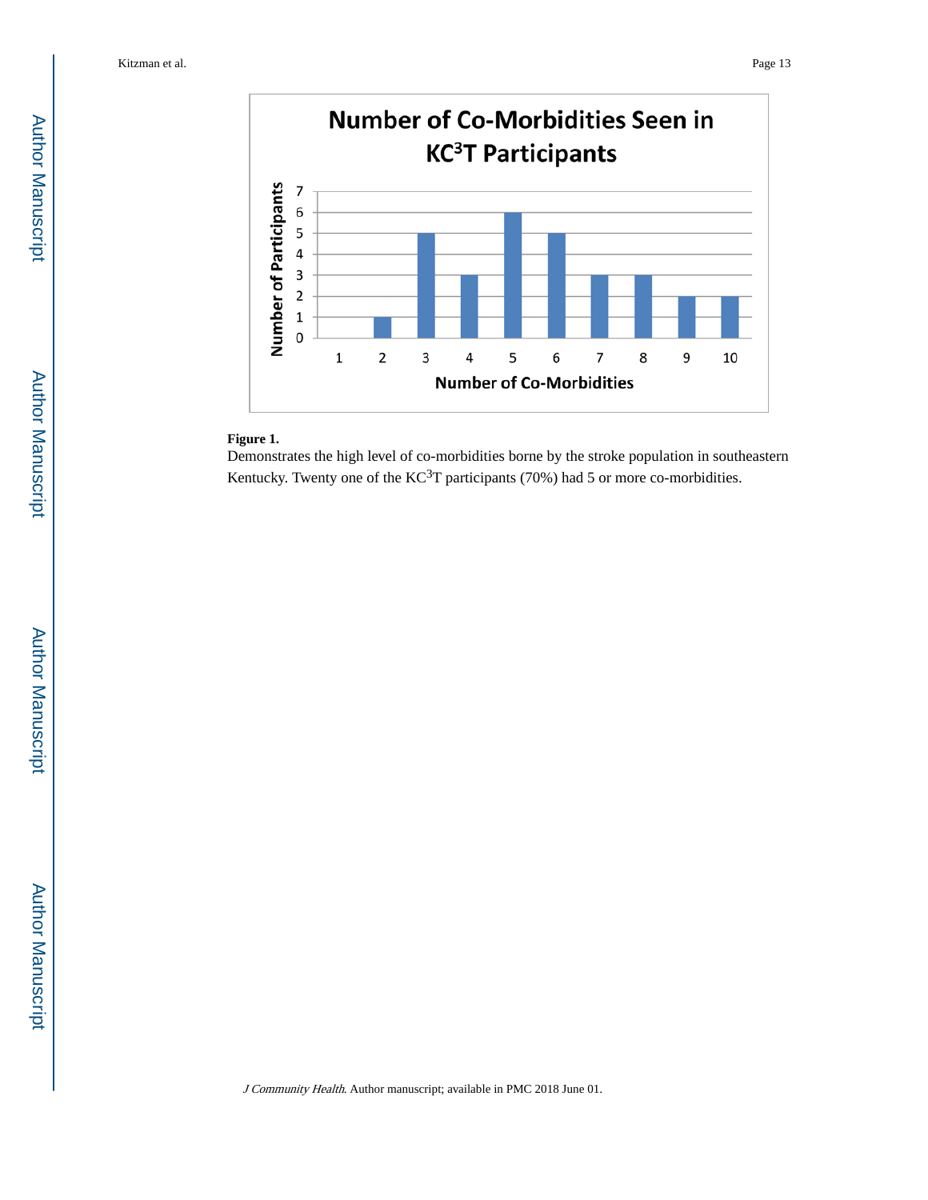**Number of Co-Morbidities Seen in KC³T Participants**

| Number of Co-Morbidities | 1 | 2 | 3 | 4 | 5 | 6 | 7 | 8 | 9 | 10 |
|---|---|---|---|---|---|---|---|---|---|---|
| Number of Participants | 0 | 1 | 5 | 3 | 6 | 5 | 3 | 3 | 2 | 2 |

**Figure 1.**

Demonstrates the high level of co-morbidities borne by the stroke population in southeastern Kentucky. Twenty one of the KC³T participants (70%) had 5 or more co-morbidities.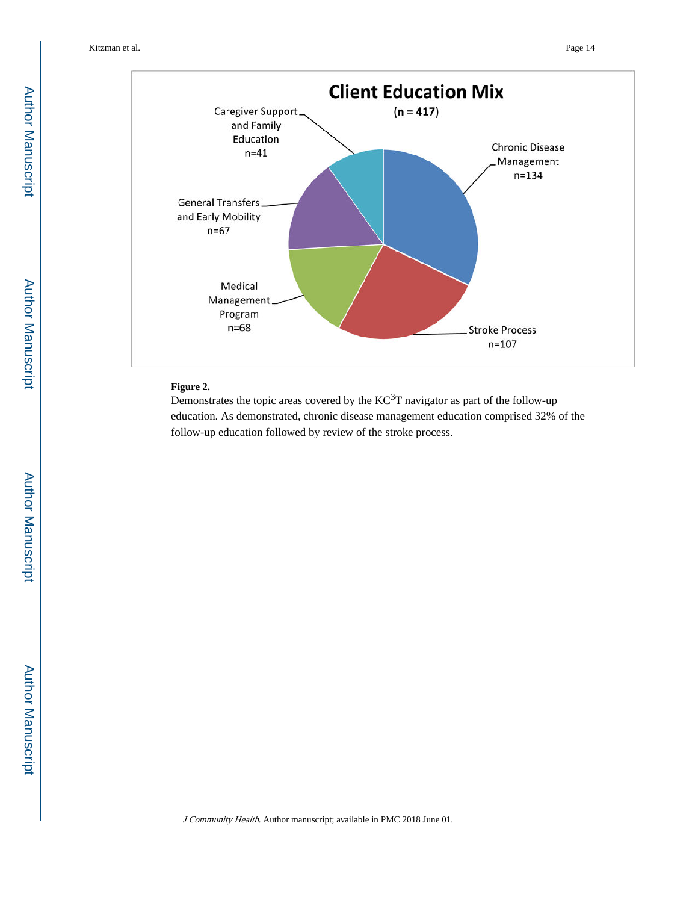**Figure 2.**

Demonstrates the topic areas covered by the KC[3]T navigator as part of the follow-up education. As demonstrated, chronic disease management education comprised 32% of the follow-up education followed by review of the stroke process.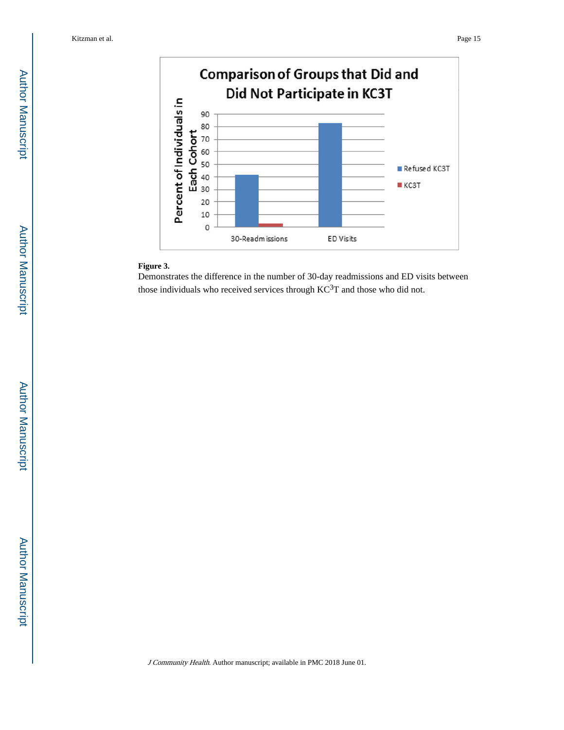Comparison of Groups that Did and Did Not Participate in KC3T

Percent of Individuals in Each Cohort

90
80
70
60
50
40
30
20
10
0

30-Readmissions

ED Visits

Refused KC3T

KC3T

**Figure 3.**

Demonstrates the difference in the number of 30-day readmissions and ED visits between those individuals who received services through $KC^3T$ and those who did not.